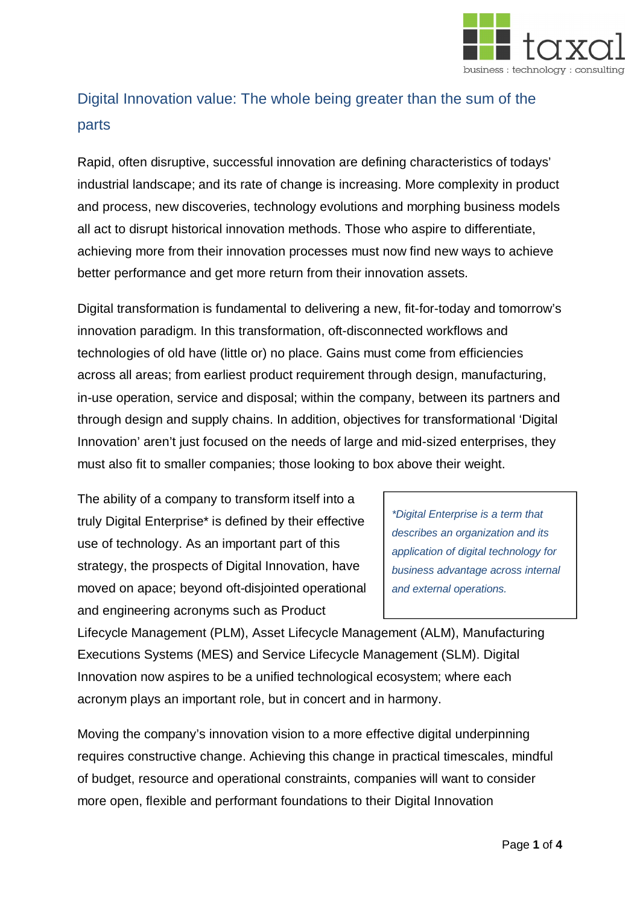# Digital Innovation value: The whole being greater than the sum of the parts

Rapid, often disruptive, successful innovation are defining characteristics of todays' industrial landscape; and its rate of change is increasing. More complexity in product and process, new discoveries, technology evolutions and morphing business models all act to disrupt historical innovation methods. Those who aspire to differentiate, achieving more from their innovation processes must now find new ways to achieve better performance and get more return from their innovation assets.

Digital transformation is fundamental to delivering a new, fit-for-today and tomorrow's innovation paradigm. In this transformation, oft-disconnected workflows and technologies of old have (little or) no place. Gains must come from efficiencies across all areas; from earliest product requirement through design, manufacturing, in-use operation, service and disposal; within the company, between its partners and through design and supply chains. In addition, objectives for transformational 'Digital Innovation' aren't just focused on the needs of large and mid-sized enterprises, they must also fit to smaller companies; those looking to box above their weight.

The ability of a company to transform itself into a truly Digital Enterprise* is defined by their effective use of technology. As an important part of this strategy, the prospects of Digital Innovation, have moved on apace; beyond oft-disjointed operational and engineering acronyms such as Product Lifecycle Management (PLM), Asset Lifecycle Management (ALM), Manufacturing Executions Systems (MES) and Service Lifecycle Management (SLM). Digital Innovation now aspires to be a unified technological ecosystem; where each acronym plays an important role, but in concert and in harmony.

> *\*Digital Enterprise is a term that describes an organization and its application of digital technology for business advantage across internal and external operations.*

Moving the company's innovation vision to a more effective digital underpinning requires constructive change. Achieving this change in practical timescales, mindful of budget, resource and operational constraints, companies will want to consider more open, flexible and performant foundations to their Digital Innovation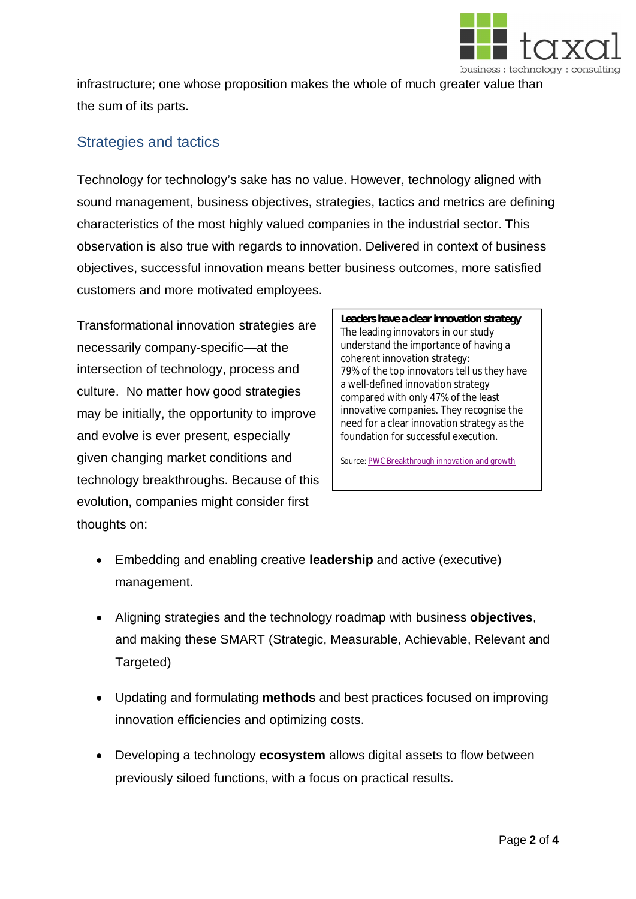infrastructure; one whose proposition makes the whole of much greater value than the sum of its parts.

## Strategies and tactics

Technology for technology's sake has no value. However, technology aligned with sound management, business objectives, strategies, tactics and metrics are defining characteristics of the most highly valued companies in the industrial sector. This observation is also true with regards to innovation. Delivered in context of business objectives, successful innovation means better business outcomes, more satisfied customers and more motivated employees.

Transformational innovation strategies are necessarily company-specific—at the intersection of technology, process and culture. No matter how good strategies may be initially, the opportunity to improve and evolve is ever present, especially given changing market conditions and technology breakthroughs. Because of this evolution, companies might consider first thoughts on:

> **Leaders have a clear innovation strategy**
> The leading innovators in our study understand the importance of having a coherent innovation strategy:
> 79% of the top innovators tell us they have a well-defined innovation strategy compared with only 47% of the least innovative companies. They recognise the need for a clear innovation strategy as the foundation for successful execution.
>
> Source: PWC Breakthrough innovation and growth

- Embedding and enabling creative **leadership** and active (executive) management.
- Aligning strategies and the technology roadmap with business **objectives**, and making these SMART (Strategic, Measurable, Achievable, Relevant and Targeted)
- Updating and formulating **methods** and best practices focused on improving innovation efficiencies and optimizing costs.
- Developing a technology **ecosystem** allows digital assets to flow between previously siloed functions, with a focus on practical results.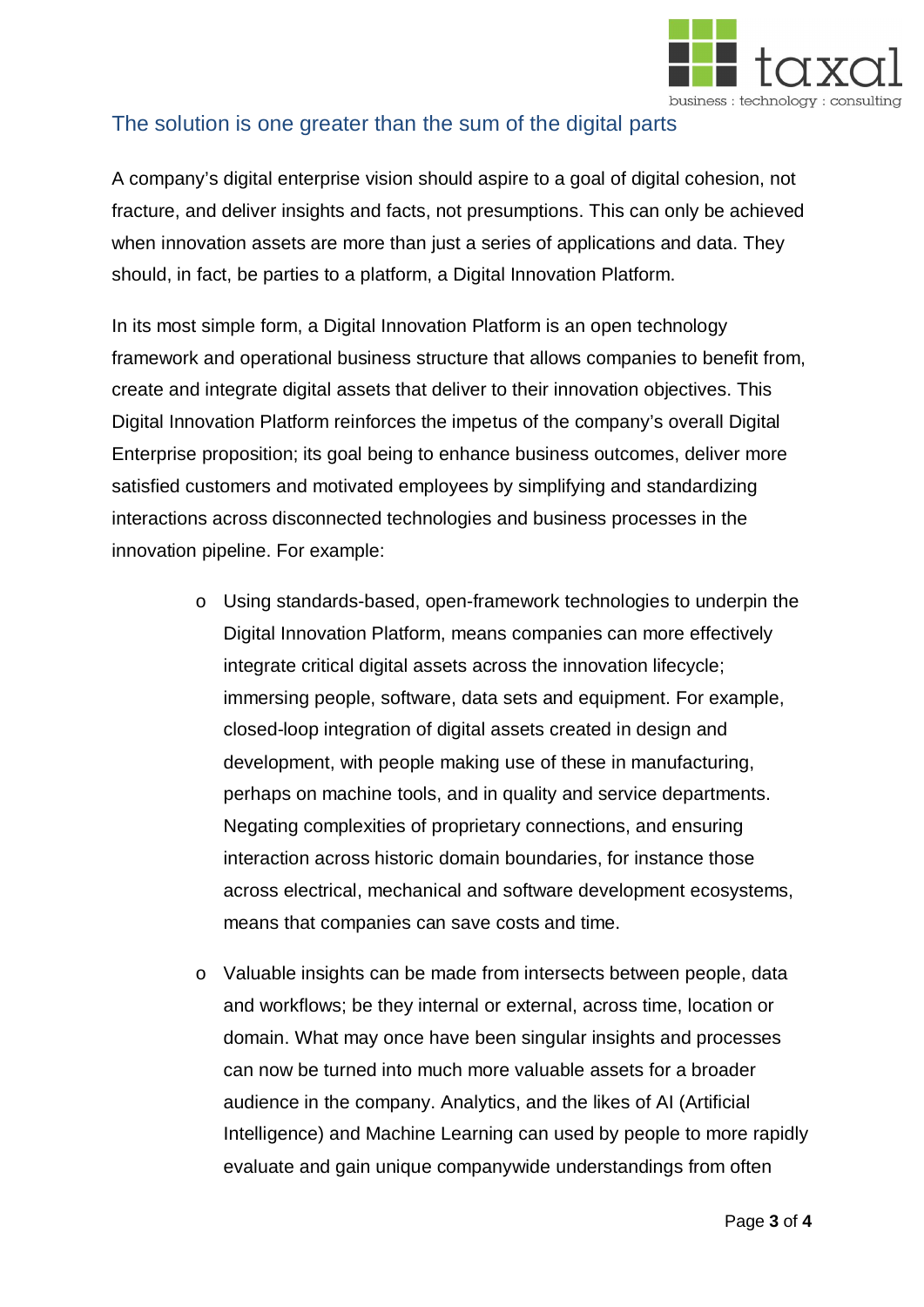## The solution is one greater than the sum of the digital parts

A company's digital enterprise vision should aspire to a goal of digital cohesion, not fracture, and deliver insights and facts, not presumptions. This can only be achieved when innovation assets are more than just a series of applications and data. They should, in fact, be parties to a platform, a Digital Innovation Platform.

In its most simple form, a Digital Innovation Platform is an open technology framework and operational business structure that allows companies to benefit from, create and integrate digital assets that deliver to their innovation objectives. This Digital Innovation Platform reinforces the impetus of the company's overall Digital Enterprise proposition; its goal being to enhance business outcomes, deliver more satisfied customers and motivated employees by simplifying and standardizing interactions across disconnected technologies and business processes in the innovation pipeline. For example:

- Using standards-based, open-framework technologies to underpin the Digital Innovation Platform, means companies can more effectively integrate critical digital assets across the innovation lifecycle; immersing people, software, data sets and equipment. For example, closed-loop integration of digital assets created in design and development, with people making use of these in manufacturing, perhaps on machine tools, and in quality and service departments. Negating complexities of proprietary connections, and ensuring interaction across historic domain boundaries, for instance those across electrical, mechanical and software development ecosystems, means that companies can save costs and time.

- Valuable insights can be made from intersects between people, data and workflows; be they internal or external, across time, location or domain. What may once have been singular insights and processes can now be turned into much more valuable assets for a broader audience in the company. Analytics, and the likes of AI (Artificial Intelligence) and Machine Learning can used by people to more rapidly evaluate and gain unique companywide understandings from often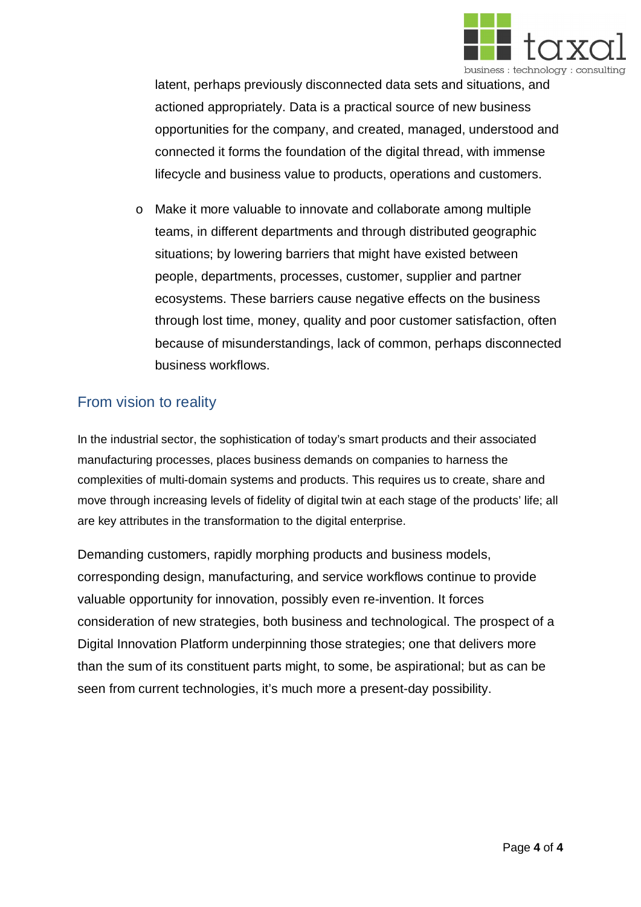latent, perhaps previously disconnected data sets and situations, and actioned appropriately. Data is a practical source of new business opportunities for the company, and created, managed, understood and connected it forms the foundation of the digital thread, with immense lifecycle and business value to products, operations and customers.

- Make it more valuable to innovate and collaborate among multiple teams, in different departments and through distributed geographic situations; by lowering barriers that might have existed between people, departments, processes, customer, supplier and partner ecosystems. These barriers cause negative effects on the business through lost time, money, quality and poor customer satisfaction, often because of misunderstandings, lack of common, perhaps disconnected business workflows.

## From vision to reality

In the industrial sector, the sophistication of today's smart products and their associated manufacturing processes, places business demands on companies to harness the complexities of multi-domain systems and products. This requires us to create, share and move through increasing levels of fidelity of digital twin at each stage of the products' life; all are key attributes in the transformation to the digital enterprise.

Demanding customers, rapidly morphing products and business models, corresponding design, manufacturing, and service workflows continue to provide valuable opportunity for innovation, possibly even re-invention. It forces consideration of new strategies, both business and technological. The prospect of a Digital Innovation Platform underpinning those strategies; one that delivers more than the sum of its constituent parts might, to some, be aspirational; but as can be seen from current technologies, it's much more a present-day possibility.